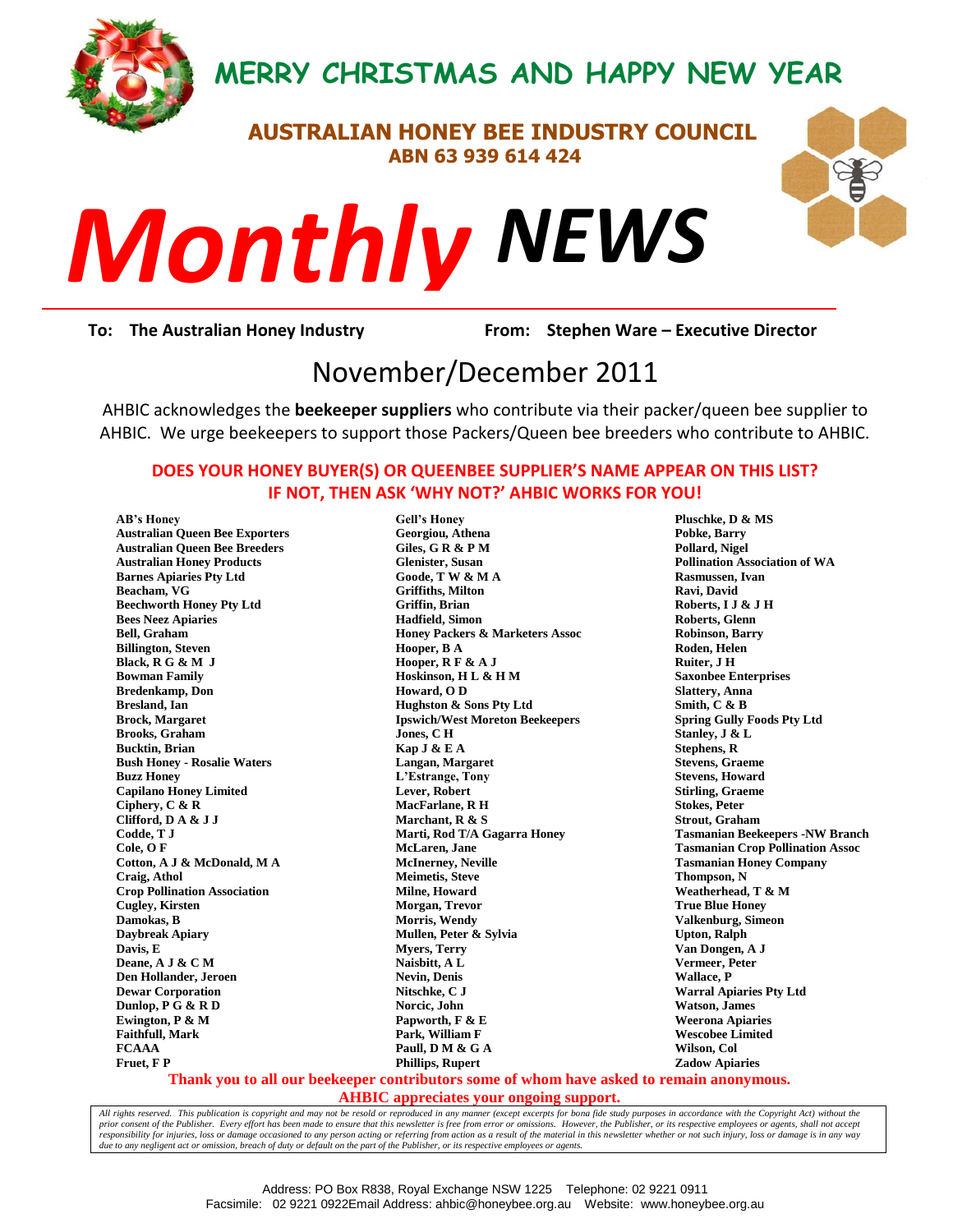# MERRY CHRISTMAS AND HAPPY NEW YEAR

## AUSTRALIAN HONEY BEE INDUSTRY COUNCIL

**ABN 63 939 614 424**

# *Monthly* NEWS

**To: The Australian Honey Industry** **From: Stephen Ware – Executive Director**

## November/December 2011

AHBIC acknowledges the **beekeeper suppliers** who contribute via their packer/queen bee supplier to AHBIC. We urge beekeepers to support those Packers/Queen bee breeders who contribute to AHBIC.

**DOES YOUR HONEY BUYER(S) OR QUEENBEE SUPPLIER'S NAME APPEAR ON THIS LIST? IF NOT, THEN ASK 'WHY NOT?' AHBIC WORKS FOR YOU!**

**AB's Honey**
**Australian Queen Bee Exporters**
**Australian Queen Bee Breeders**
**Australian Honey Products**
**Barnes Apiaries Pty Ltd**
**Beacham, VG**
**Beechworth Honey Pty Ltd**
**Bees Neez Apiaries**
**Bell, Graham**
**Billington, Steven**
**Black, R G & M J**
**Bowman Family**
**Bredenkamp, Don**
**Bresland, Ian**
**Brock, Margaret**
**Brooks, Graham**
**Bucktin, Brian**
**Bush Honey - Rosalie Waters**
**Buzz Honey**
**Capilano Honey Limited**
**Ciphery, C & R**
**Clifford, D A & J J**
**Codde, T J**
**Cole, O F**
**Cotton, A J & McDonald, M A**
**Craig, Athol**
**Crop Pollination Association**
**Cugley, Kirsten**
**Damokas, B**
**Daybreak Apiary**
**Davis, E**
**Deane, A J & C M**
**Den Hollander, Jeroen**
**Dewar Corporation**
**Dunlop, P G & R D**
**Ewington, P & M**
**Faithfull, Mark**
**FCAAA**
**Fruet, F P**
**Gell's Honey**
**Georgiou, Athena**
**Giles, G R & P M**
**Glenister, Susan**
**Goode, T W & M A**
**Griffiths, Milton**
**Griffin, Brian**
**Hadfield, Simon**
**Honey Packers & Marketers Assoc**
**Hooper, B A**
**Hooper, R F & A J**
**Hoskinson, H L & H M**
**Howard, O D**
**Hughston & Sons Pty Ltd**
**Ipswich/West Moreton Beekeepers**
**Jones, C H**
**Kap J & E A**
**Langan, Margaret**
**L'Estrange, Tony**
**Lever, Robert**
**MacFarlane, R H**
**Marchant, R & S**
**Marti, Rod T/A Gagarra Honey**
**McLaren, Jane**
**McInerney, Neville**
**Meimetis, Steve**
**Milne, Howard**
**Morgan, Trevor**
**Morris, Wendy**
**Mullen, Peter & Sylvia**
**Myers, Terry**
**Naisbitt, A L**
**Nevin, Denis**
**Nitschke, C J**
**Norcic, John**
**Papworth, F & E**
**Park, William F**
**Paull, D M & G A**
**Phillips, Rupert**
**Pluschke, D & MS**
**Pobke, Barry**
**Pollard, Nigel**
**Pollination Association of WA**
**Rasmussen, Ivan**
**Ravi, David**
**Roberts, I J & J H**
**Roberts, Glenn**
**Robinson, Barry**
**Roden, Helen**
**Ruiter, J H**
**Saxonbee Enterprises**
**Slattery, Anna**
**Smith, C & B**
**Spring Gully Foods Pty Ltd**
**Stanley, J & L**
**Stephens, R**
**Stevens, Graeme**
**Stevens, Howard**
**Stirling, Graeme**
**Stokes, Peter**
**Strout, Graham**
**Tasmanian Beekeepers -NW Branch**
**Tasmanian Crop Pollination Assoc**
**Tasmanian Honey Company**
**Thompson, N**
**Weatherhead, T & M**
**True Blue Honey**
**Valkenburg, Simeon**
**Upton, Ralph**
**Van Dongen, A J**
**Vermeer, Peter**
**Wallace, P**
**Warral Apiaries Pty Ltd**
**Watson, James**
**Weerona Apiaries**
**Wescobee Limited**
**Wilson, Col**
**Zadow Apiaries**

**Thank you to all our beekeeper contributors some of whom have asked to remain anonymous.**
**AHBIC appreciates your ongoing support.**

*All rights reserved. This publication is copyright and may not be resold or reproduced in any manner (except excerpts for bona fide study purposes in accordance with the Copyright Act) without the prior consent of the Publisher. Every effort has been made to ensure that this newsletter is free from error or omissions. However, the Publisher, or its respective employees or agents, shall not accept responsibility for injuries, loss or damage occasioned to any person acting or referring from action as a result of the material in this newsletter whether or not such injury, loss or damage is in any way due to any negligent act or omission, breach of duty or default on the part of the Publisher, or its respective employees or agents.*

Address: PO Box R838, Royal Exchange NSW 1225 Telephone: 02 9221 0911
Facsimile: 02 9221 0922Email Address: ahbic@honeybee.org.au Website: www.honeybee.org.au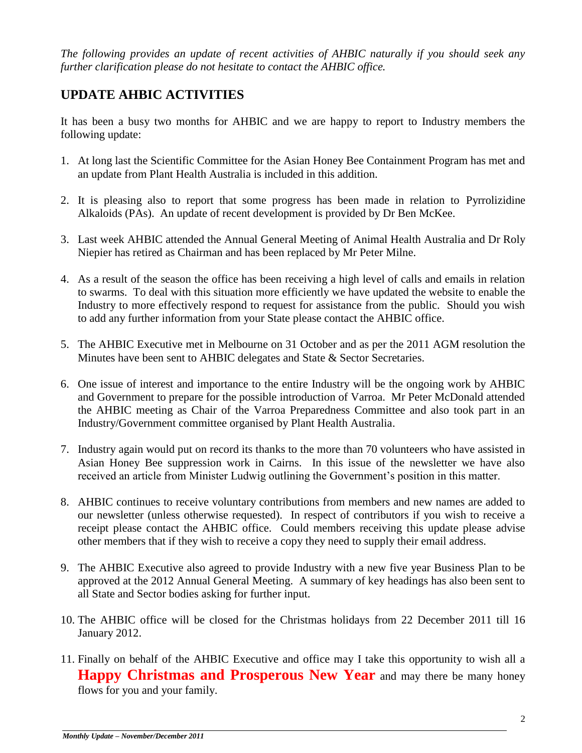*The following provides an update of recent activities of AHBIC naturally if you should seek any further clarification please do not hesitate to contact the AHBIC office.*

## UPDATE AHBIC ACTIVITIES

It has been a busy two months for AHBIC and we are happy to report to Industry members the following update:

1. At long last the Scientific Committee for the Asian Honey Bee Containment Program has met and an update from Plant Health Australia is included in this addition.

2. It is pleasing also to report that some progress has been made in relation to Pyrrolizidine Alkaloids (PAs). An update of recent development is provided by Dr Ben McKee.

3. Last week AHBIC attended the Annual General Meeting of Animal Health Australia and Dr Roly Niepier has retired as Chairman and has been replaced by Mr Peter Milne.

4. As a result of the season the office has been receiving a high level of calls and emails in relation to swarms. To deal with this situation more efficiently we have updated the website to enable the Industry to more effectively respond to request for assistance from the public. Should you wish to add any further information from your State please contact the AHBIC office.

5. The AHBIC Executive met in Melbourne on 31 October and as per the 2011 AGM resolution the Minutes have been sent to AHBIC delegates and State & Sector Secretaries.

6. One issue of interest and importance to the entire Industry will be the ongoing work by AHBIC and Government to prepare for the possible introduction of Varroa. Mr Peter McDonald attended the AHBIC meeting as Chair of the Varroa Preparedness Committee and also took part in an Industry/Government committee organised by Plant Health Australia.

7. Industry again would put on record its thanks to the more than 70 volunteers who have assisted in Asian Honey Bee suppression work in Cairns. In this issue of the newsletter we have also received an article from Minister Ludwig outlining the Government's position in this matter.

8. AHBIC continues to receive voluntary contributions from members and new names are added to our newsletter (unless otherwise requested). In respect of contributors if you wish to receive a receipt please contact the AHBIC office. Could members receiving this update please advise other members that if they wish to receive a copy they need to supply their email address.

9. The AHBIC Executive also agreed to provide Industry with a new five year Business Plan to be approved at the 2012 Annual General Meeting. A summary of key headings has also been sent to all State and Sector bodies asking for further input.

10. The AHBIC office will be closed for the Christmas holidays from 22 December 2011 till 16 January 2012.

11. Finally on behalf of the AHBIC Executive and office may I take this opportunity to wish all a **Happy Christmas and Prosperous New Year** and may there be many honey flows for you and your family.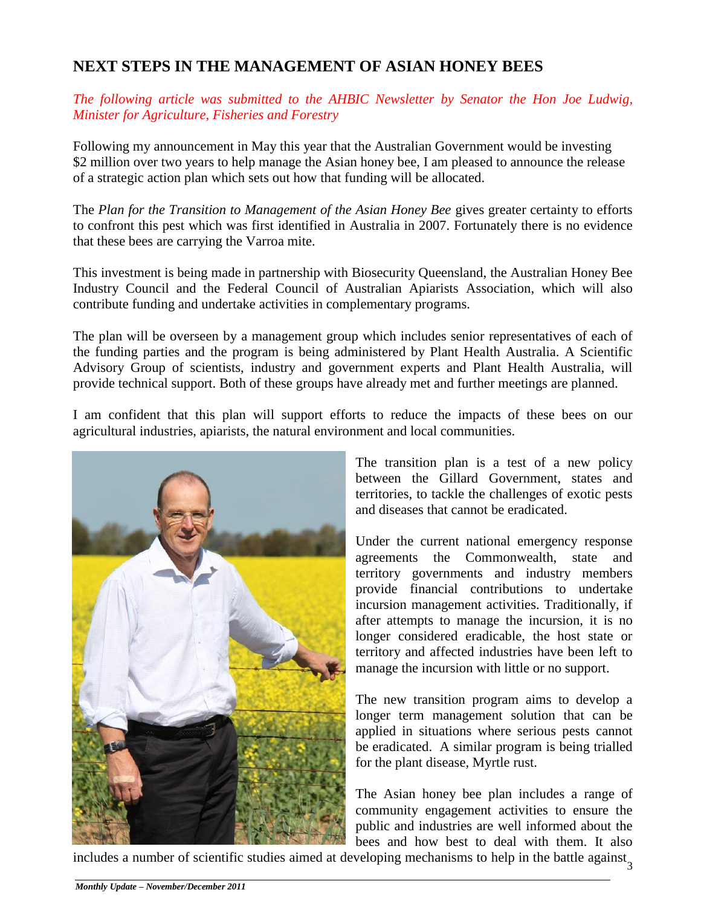## NEXT STEPS IN THE MANAGEMENT OF ASIAN HONEY BEES

*The following article was submitted to the AHBIC Newsletter by Senator the Hon Joe Ludwig, Minister for Agriculture, Fisheries and Forestry*

Following my announcement in May this year that the Australian Government would be investing $2 million over two years to help manage the Asian honey bee, I am pleased to announce the release of a strategic action plan which sets out how that funding will be allocated.

The *Plan for the Transition to Management of the Asian Honey Bee* gives greater certainty to efforts to confront this pest which was first identified in Australia in 2007. Fortunately there is no evidence that these bees are carrying the Varroa mite.

This investment is being made in partnership with Biosecurity Queensland, the Australian Honey Bee Industry Council and the Federal Council of Australian Apiarists Association, which will also contribute funding and undertake activities in complementary programs.

The plan will be overseen by a management group which includes senior representatives of each of the funding parties and the program is being administered by Plant Health Australia. A Scientific Advisory Group of scientists, industry and government experts and Plant Health Australia, will provide technical support. Both of these groups have already met and further meetings are planned.

I am confident that this plan will support efforts to reduce the impacts of these bees on our agricultural industries, apiarists, the natural environment and local communities.

The transition plan is a test of a new policy between the Gillard Government, states and territories, to tackle the challenges of exotic pests and diseases that cannot be eradicated.

Under the current national emergency response agreements the Commonwealth, state and territory governments and industry members provide financial contributions to undertake incursion management activities. Traditionally, if after attempts to manage the incursion, it is no longer considered eradicable, the host state or territory and affected industries have been left to manage the incursion with little or no support.

The new transition program aims to develop a longer term management solution that can be applied in situations where serious pests cannot be eradicated. A similar program is being trialled for the plant disease, Myrtle rust.

The Asian honey bee plan includes a range of community engagement activities to ensure the public and industries are well informed about the bees and how best to deal with them. It also includes a number of scientific studies aimed at developing mechanisms to help in the battle against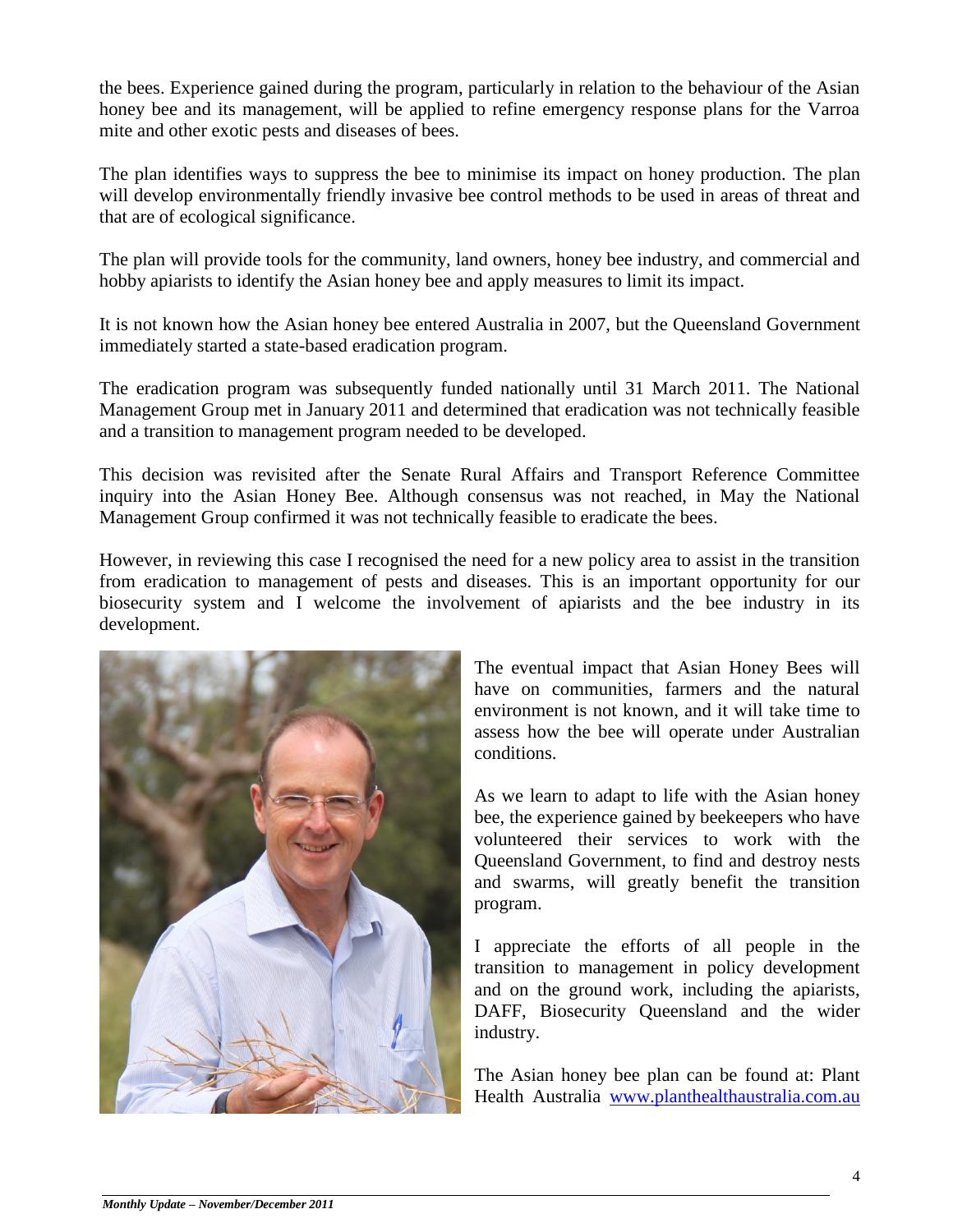the bees. Experience gained during the program, particularly in relation to the behaviour of the Asian honey bee and its management, will be applied to refine emergency response plans for the Varroa mite and other exotic pests and diseases of bees.

The plan identifies ways to suppress the bee to minimise its impact on honey production. The plan will develop environmentally friendly invasive bee control methods to be used in areas of threat and that are of ecological significance.

The plan will provide tools for the community, land owners, honey bee industry, and commercial and hobby apiarists to identify the Asian honey bee and apply measures to limit its impact.

It is not known how the Asian honey bee entered Australia in 2007, but the Queensland Government immediately started a state-based eradication program.

The eradication program was subsequently funded nationally until 31 March 2011. The National Management Group met in January 2011 and determined that eradication was not technically feasible and a transition to management program needed to be developed.

This decision was revisited after the Senate Rural Affairs and Transport Reference Committee inquiry into the Asian Honey Bee. Although consensus was not reached, in May the National Management Group confirmed it was not technically feasible to eradicate the bees.

However, in reviewing this case I recognised the need for a new policy area to assist in the transition from eradication to management of pests and diseases. This is an important opportunity for our biosecurity system and I welcome the involvement of apiarists and the bee industry in its development.

The eventual impact that Asian Honey Bees will have on communities, farmers and the natural environment is not known, and it will take time to assess how the bee will operate under Australian conditions.

As we learn to adapt to life with the Asian honey bee, the experience gained by beekeepers who have volunteered their services to work with the Queensland Government, to find and destroy nests and swarms, will greatly benefit the transition program.

I appreciate the efforts of all people in the transition to management in policy development and on the ground work, including the apiarists, DAFF, Biosecurity Queensland and the wider industry.

The Asian honey bee plan can be found at: Plant Health Australia [www.planthealthaustralia.com.au](http://www.planthealthaustralia.com.au)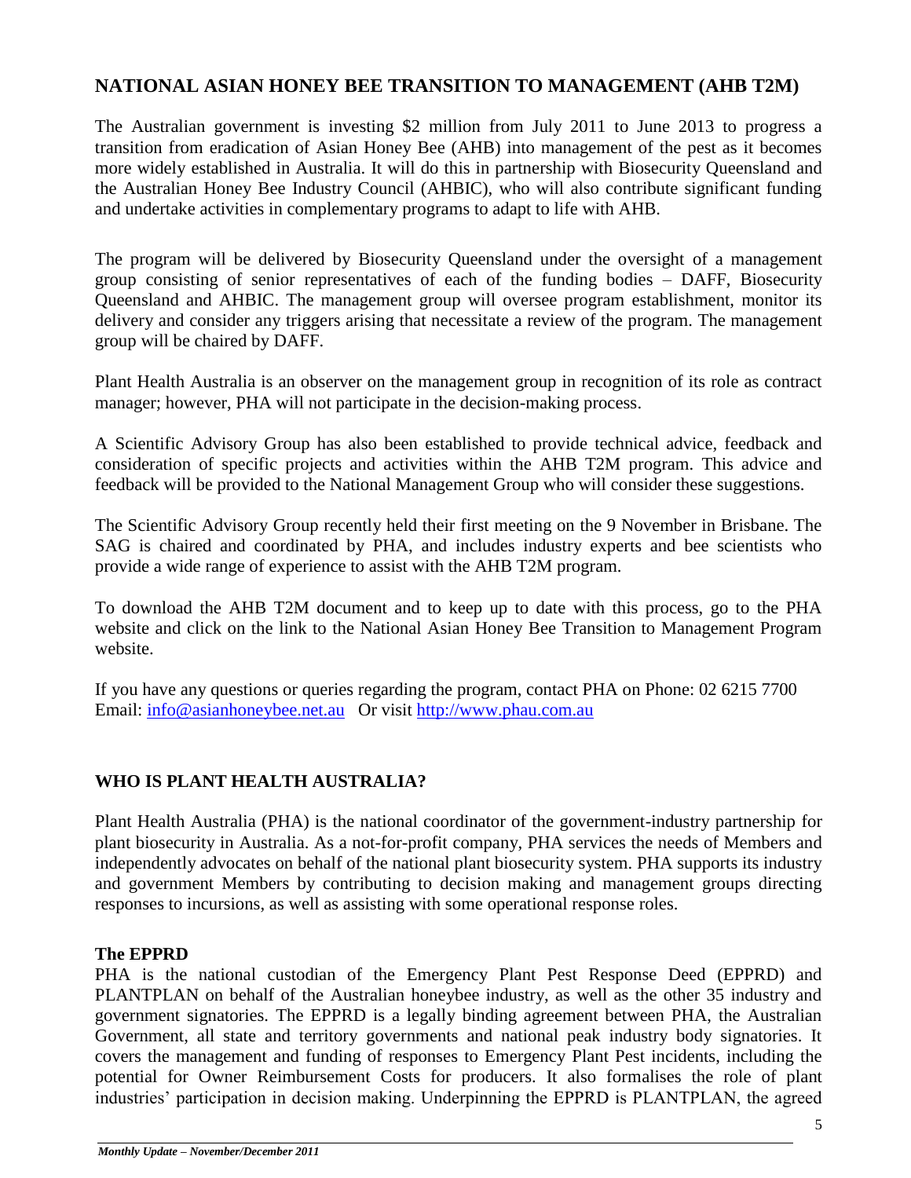## NATIONAL ASIAN HONEY BEE TRANSITION TO MANAGEMENT (AHB T2M)

The Australian government is investing $2 million from July 2011 to June 2013 to progress a transition from eradication of Asian Honey Bee (AHB) into management of the pest as it becomes more widely established in Australia. It will do this in partnership with Biosecurity Queensland and the Australian Honey Bee Industry Council (AHBIC), who will also contribute significant funding and undertake activities in complementary programs to adapt to life with AHB.

The program will be delivered by Biosecurity Queensland under the oversight of a management group consisting of senior representatives of each of the funding bodies – DAFF, Biosecurity Queensland and AHBIC. The management group will oversee program establishment, monitor its delivery and consider any triggers arising that necessitate a review of the program. The management group will be chaired by DAFF.

Plant Health Australia is an observer on the management group in recognition of its role as contract manager; however, PHA will not participate in the decision-making process.

A Scientific Advisory Group has also been established to provide technical advice, feedback and consideration of specific projects and activities within the AHB T2M program. This advice and feedback will be provided to the National Management Group who will consider these suggestions.

The Scientific Advisory Group recently held their first meeting on the 9 November in Brisbane. The SAG is chaired and coordinated by PHA, and includes industry experts and bee scientists who provide a wide range of experience to assist with the AHB T2M program.

To download the AHB T2M document and to keep up to date with this process, go to the PHA website and click on the link to the National Asian Honey Bee Transition to Management Program website.

If you have any questions or queries regarding the program, contact PHA on Phone: 02 6215 7700
Email: info@asianhoneybee.net.au Or visit http://www.phau.com.au

## WHO IS PLANT HEALTH AUSTRALIA?

Plant Health Australia (PHA) is the national coordinator of the government-industry partnership for plant biosecurity in Australia. As a not-for-profit company, PHA services the needs of Members and independently advocates on behalf of the national plant biosecurity system. PHA supports its industry and government Members by contributing to decision making and management groups directing responses to incursions, as well as assisting with some operational response roles.

### The EPPRD

PHA is the national custodian of the Emergency Plant Pest Response Deed (EPPRD) and PLANTPLAN on behalf of the Australian honeybee industry, as well as the other 35 industry and government signatories. The EPPRD is a legally binding agreement between PHA, the Australian Government, all state and territory governments and national peak industry body signatories. It covers the management and funding of responses to Emergency Plant Pest incidents, including the potential for Owner Reimbursement Costs for producers. It also formalises the role of plant industries' participation in decision making. Underpinning the EPPRD is PLANTPLAN, the agreed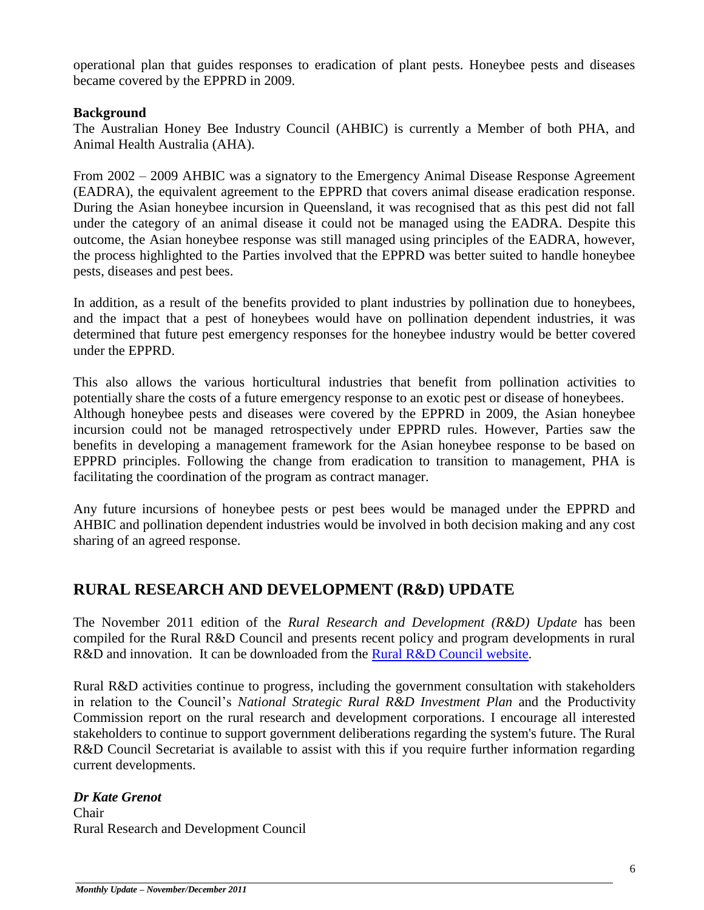operational plan that guides responses to eradication of plant pests. Honeybee pests and diseases became covered by the EPPRD in 2009.

**Background**

The Australian Honey Bee Industry Council (AHBIC) is currently a Member of both PHA, and Animal Health Australia (AHA).

From 2002 – 2009 AHBIC was a signatory to the Emergency Animal Disease Response Agreement (EADRA), the equivalent agreement to the EPPRD that covers animal disease eradication response. During the Asian honeybee incursion in Queensland, it was recognised that as this pest did not fall under the category of an animal disease it could not be managed using the EADRA. Despite this outcome, the Asian honeybee response was still managed using principles of the EADRA, however, the process highlighted to the Parties involved that the EPPRD was better suited to handle honeybee pests, diseases and pest bees.

In addition, as a result of the benefits provided to plant industries by pollination due to honeybees, and the impact that a pest of honeybees would have on pollination dependent industries, it was determined that future pest emergency responses for the honeybee industry would be better covered under the EPPRD.

This also allows the various horticultural industries that benefit from pollination activities to potentially share the costs of a future emergency response to an exotic pest or disease of honeybees. Although honeybee pests and diseases were covered by the EPPRD in 2009, the Asian honeybee incursion could not be managed retrospectively under EPPRD rules. However, Parties saw the benefits in developing a management framework for the Asian honeybee response to be based on EPPRD principles. Following the change from eradication to transition to management, PHA is facilitating the coordination of the program as contract manager.

Any future incursions of honeybee pests or pest bees would be managed under the EPPRD and AHBIC and pollination dependent industries would be involved in both decision making and any cost sharing of an agreed response.

## RURAL RESEARCH AND DEVELOPMENT (R&D) UPDATE

The November 2011 edition of the *Rural Research and Development (R&D) Update* has been compiled for the Rural R&D Council and presents recent policy and program developments in rural R&D and innovation. It can be downloaded from the Rural R&D Council website.

Rural R&D activities continue to progress, including the government consultation with stakeholders in relation to the Council's *National Strategic Rural R&D Investment Plan* and the Productivity Commission report on the rural research and development corporations. I encourage all interested stakeholders to continue to support government deliberations regarding the system's future. The Rural R&D Council Secretariat is available to assist with this if you require further information regarding current developments.

***Dr Kate Grenot***
Chair
Rural Research and Development Council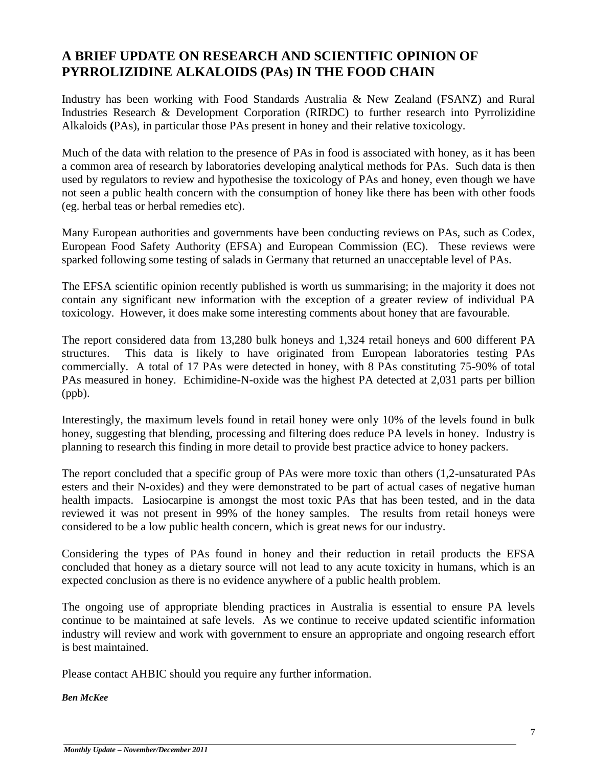## A BRIEF UPDATE ON RESEARCH AND SCIENTIFIC OPINION OF PYRROLIZIDINE ALKALOIDS (PAs) IN THE FOOD CHAIN

Industry has been working with Food Standards Australia & New Zealand (FSANZ) and Rural Industries Research & Development Corporation (RIRDC) to further research into Pyrrolizidine Alkaloids **(**PAs), in particular those PAs present in honey and their relative toxicology.

Much of the data with relation to the presence of PAs in food is associated with honey, as it has been a common area of research by laboratories developing analytical methods for PAs. Such data is then used by regulators to review and hypothesise the toxicology of PAs and honey, even though we have not seen a public health concern with the consumption of honey like there has been with other foods (eg. herbal teas or herbal remedies etc).

Many European authorities and governments have been conducting reviews on PAs, such as Codex, European Food Safety Authority (EFSA) and European Commission (EC). These reviews were sparked following some testing of salads in Germany that returned an unacceptable level of PAs.

The EFSA scientific opinion recently published is worth us summarising; in the majority it does not contain any significant new information with the exception of a greater review of individual PA toxicology. However, it does make some interesting comments about honey that are favourable.

The report considered data from 13,280 bulk honeys and 1,324 retail honeys and 600 different PA structures. This data is likely to have originated from European laboratories testing PAs commercially. A total of 17 PAs were detected in honey, with 8 PAs constituting 75-90% of total PAs measured in honey. Echimidine-N-oxide was the highest PA detected at 2,031 parts per billion (ppb).

Interestingly, the maximum levels found in retail honey were only 10% of the levels found in bulk honey, suggesting that blending, processing and filtering does reduce PA levels in honey. Industry is planning to research this finding in more detail to provide best practice advice to honey packers.

The report concluded that a specific group of PAs were more toxic than others (1,2-unsaturated PAs esters and their N-oxides) and they were demonstrated to be part of actual cases of negative human health impacts. Lasiocarpine is amongst the most toxic PAs that has been tested, and in the data reviewed it was not present in 99% of the honey samples. The results from retail honeys were considered to be a low public health concern, which is great news for our industry.

Considering the types of PAs found in honey and their reduction in retail products the EFSA concluded that honey as a dietary source will not lead to any acute toxicity in humans, which is an expected conclusion as there is no evidence anywhere of a public health problem.

The ongoing use of appropriate blending practices in Australia is essential to ensure PA levels continue to be maintained at safe levels. As we continue to receive updated scientific information industry will review and work with government to ensure an appropriate and ongoing research effort is best maintained.

Please contact AHBIC should you require any further information.

***Ben McKee***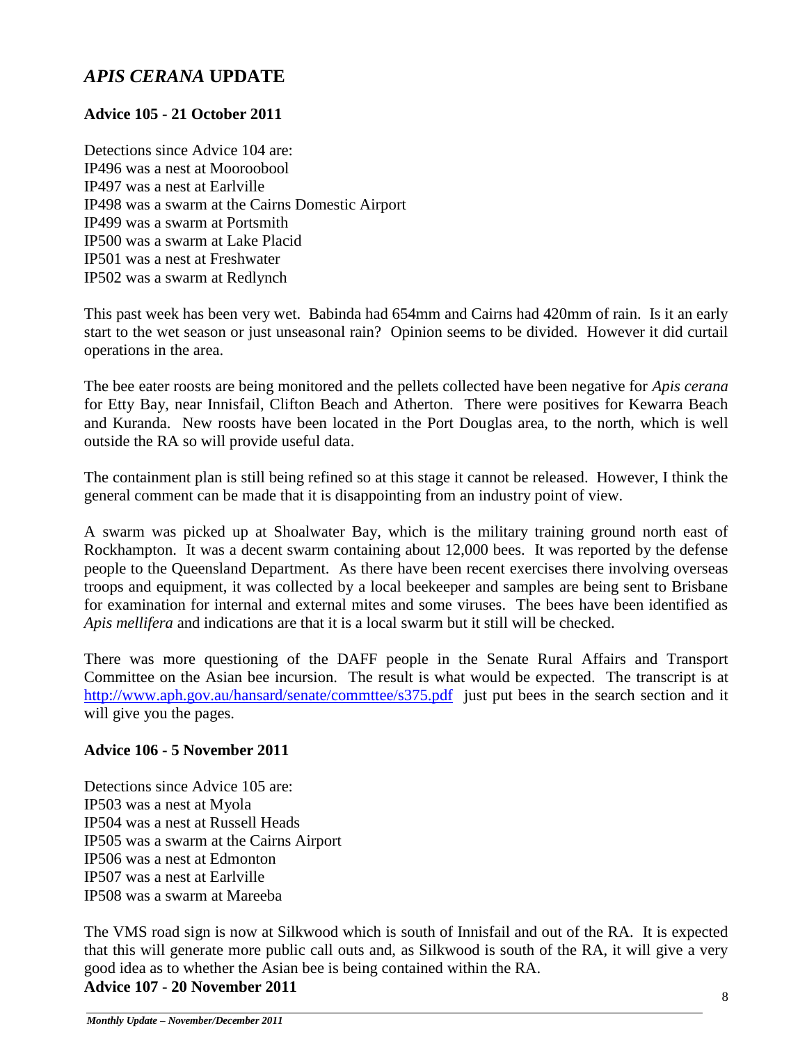# *APIS CERANA* UPDATE

### Advice 105 - 21 October 2011

Detections since Advice 104 are:
IP496 was a nest at Mooroobool
IP497 was a nest at Earlville
IP498 was a swarm at the Cairns Domestic Airport
IP499 was a swarm at Portsmith
IP500 was a swarm at Lake Placid
IP501 was a nest at Freshwater
IP502 was a swarm at Redlynch

This past week has been very wet. Babinda had 654mm and Cairns had 420mm of rain. Is it an early start to the wet season or just unseasonal rain? Opinion seems to be divided. However it did curtail operations in the area.

The bee eater roosts are being monitored and the pellets collected have been negative for *Apis cerana* for Etty Bay, near Innisfail, Clifton Beach and Atherton. There were positives for Kewarra Beach and Kuranda. New roosts have been located in the Port Douglas area, to the north, which is well outside the RA so will provide useful data.

The containment plan is still being refined so at this stage it cannot be released. However, I think the general comment can be made that it is disappointing from an industry point of view.

A swarm was picked up at Shoalwater Bay, which is the military training ground north east of Rockhampton. It was a decent swarm containing about 12,000 bees. It was reported by the defense people to the Queensland Department. As there have been recent exercises there involving overseas troops and equipment, it was collected by a local beekeeper and samples are being sent to Brisbane for examination for internal and external mites and some viruses. The bees have been identified as *Apis mellifera* and indications are that it is a local swarm but it still will be checked.

There was more questioning of the DAFF people in the Senate Rural Affairs and Transport Committee on the Asian bee incursion. The result is what would be expected. The transcript is at http://www.aph.gov.au/hansard/senate/commttee/s375.pdf just put bees in the search section and it will give you the pages.

### Advice 106 - 5 November 2011

Detections since Advice 105 are:
IP503 was a nest at Myola
IP504 was a nest at Russell Heads
IP505 was a swarm at the Cairns Airport
IP506 was a nest at Edmonton
IP507 was a nest at Earlville
IP508 was a swarm at Mareeba

The VMS road sign is now at Silkwood which is south of Innisfail and out of the RA. It is expected that this will generate more public call outs and, as Silkwood is south of the RA, it will give a very good idea as to whether the Asian bee is being contained within the RA.

### Advice 107 - 20 November 2011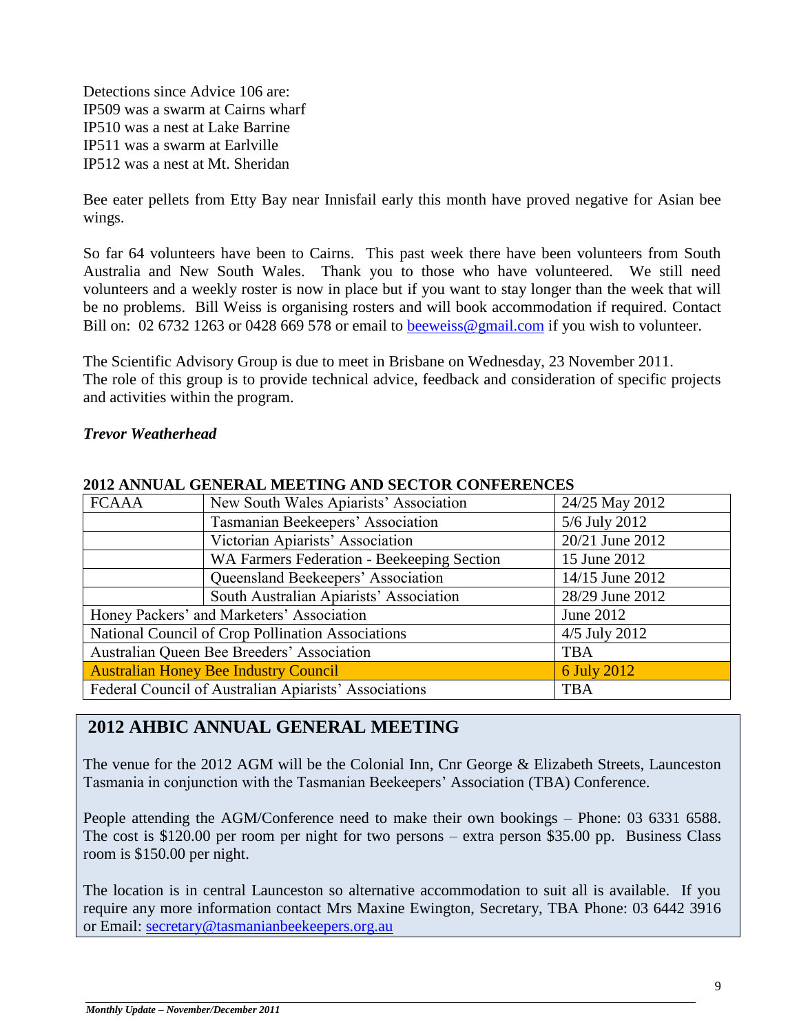Detections since Advice 106 are:
IP509 was a swarm at Cairns wharf
IP510 was a nest at Lake Barrine
IP511 was a swarm at Earlville
IP512 was a nest at Mt. Sheridan

Bee eater pellets from Etty Bay near Innisfail early this month have proved negative for Asian bee wings.

So far 64 volunteers have been to Cairns. This past week there have been volunteers from South Australia and New South Wales. Thank you to those who have volunteered. We still need volunteers and a weekly roster is now in place but if you want to stay longer than the week that will be no problems. Bill Weiss is organising rosters and will book accommodation if required. Contact Bill on: 02 6732 1263 or 0428 669 578 or email to beeweiss@gmail.com if you wish to volunteer.

The Scientific Advisory Group is due to meet in Brisbane on Wednesday, 23 November 2011. The role of this group is to provide technical advice, feedback and consideration of specific projects and activities within the program.

***Trevor Weatherhead***

**2012 ANNUAL GENERAL MEETING AND SECTOR CONFERENCES**

| | | |
|---|---|---|
| FCAAA | New South Wales Apiarists' Association | 24/25 May 2012 |
| | Tasmanian Beekeepers' Association | 5/6 July 2012 |
| | Victorian Apiarists' Association | 20/21 June 2012 |
| | WA Farmers Federation - Beekeeping Section | 15 June 2012 |
| | Queensland Beekeepers' Association | 14/15 June 2012 |
| | South Australian Apiarists' Association | 28/29 June 2012 |
| Honey Packers' and Marketers' Association | | June 2012 |
| National Council of Crop Pollination Associations | | 4/5 July 2012 |
| Australian Queen Bee Breeders' Association | | TBA |
| Australian Honey Bee Industry Council | | 6 July 2012 |
| Federal Council of Australian Apiarists' Associations | | TBA |

## 2012 AHBIC ANNUAL GENERAL MEETING

The venue for the 2012 AGM will be the Colonial Inn, Cnr George & Elizabeth Streets, Launceston Tasmania in conjunction with the Tasmanian Beekeepers' Association (TBA) Conference.

People attending the AGM/Conference need to make their own bookings – Phone: 03 6331 6588. The cost is $120.00 per room per night for two persons – extra person $35.00 pp. Business Class room is $150.00 per night.

The location is in central Launceston so alternative accommodation to suit all is available. If you require any more information contact Mrs Maxine Ewington, Secretary, TBA Phone: 03 6442 3916 or Email: secretary@tasmanianbeekeepers.org.au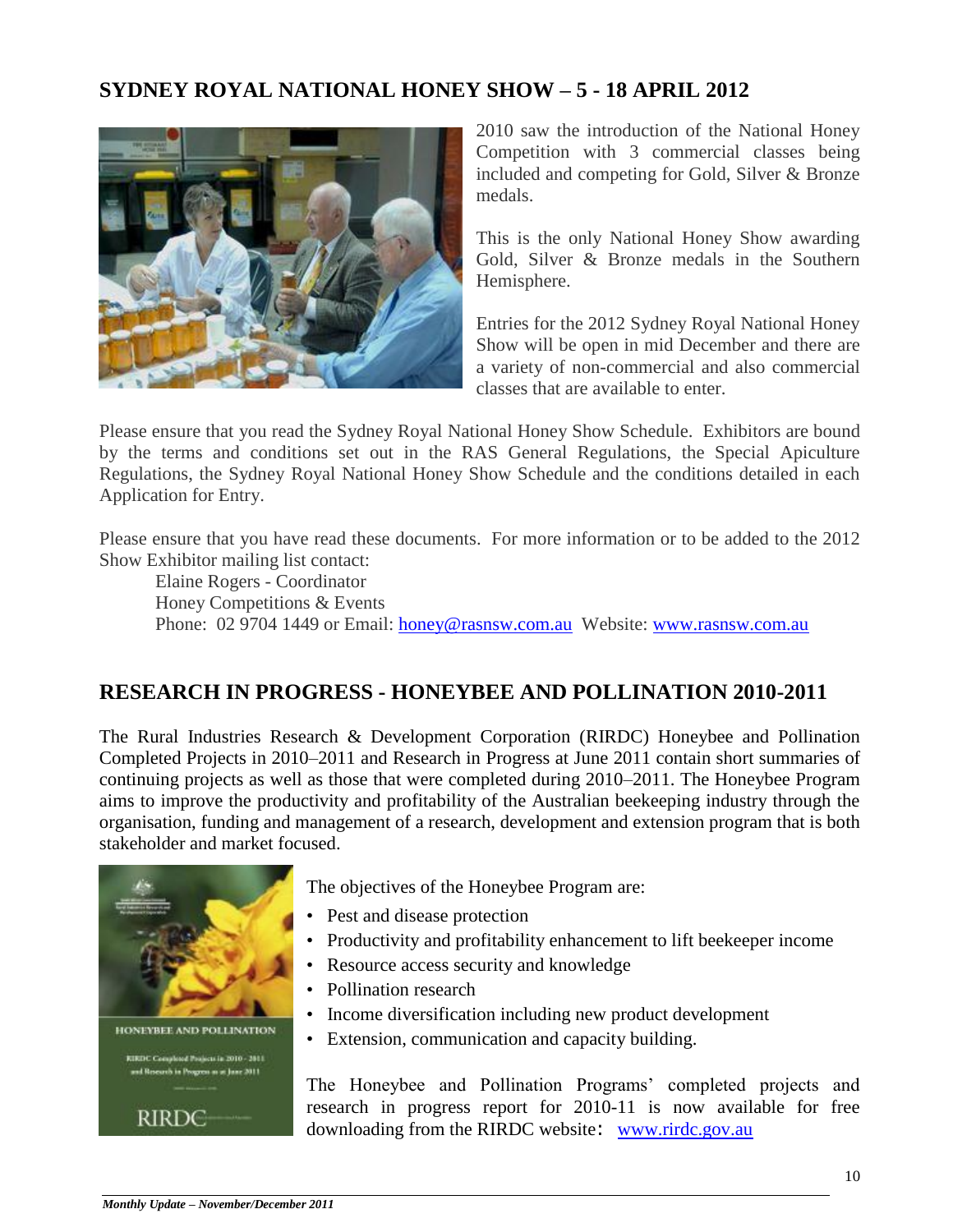## SYDNEY ROYAL NATIONAL HONEY SHOW – 5 - 18 APRIL 2012

2010 saw the introduction of the National Honey Competition with 3 commercial classes being included and competing for Gold, Silver & Bronze medals.

This is the only National Honey Show awarding Gold, Silver & Bronze medals in the Southern Hemisphere.

Entries for the 2012 Sydney Royal National Honey Show will be open in mid December and there are a variety of non-commercial and also commercial classes that are available to enter.

Please ensure that you read the Sydney Royal National Honey Show Schedule. Exhibitors are bound by the terms and conditions set out in the RAS General Regulations, the Special Apiculture Regulations, the Sydney Royal National Honey Show Schedule and the conditions detailed in each Application for Entry.

Please ensure that you have read these documents. For more information or to be added to the 2012 Show Exhibitor mailing list contact:

Elaine Rogers - Coordinator
Honey Competitions & Events
Phone: 02 9704 1449 or Email: honey@rasnsw.com.au Website: www.rasnsw.com.au

## RESEARCH IN PROGRESS - HONEYBEE AND POLLINATION 2010-2011

The Rural Industries Research & Development Corporation (RIRDC) Honeybee and Pollination Completed Projects in 2010–2011 and Research in Progress at June 2011 contain short summaries of continuing projects as well as those that were completed during 2010–2011. The Honeybee Program aims to improve the productivity and profitability of the Australian beekeeping industry through the organisation, funding and management of a research, development and extension program that is both stakeholder and market focused.

The objectives of the Honeybee Program are:

- Pest and disease protection
- Productivity and profitability enhancement to lift beekeeper income
- Resource access security and knowledge
- Pollination research
- Income diversification including new product development
- Extension, communication and capacity building.

The Honeybee and Pollination Programs' completed projects and research in progress report for 2010-11 is now available for free downloading from the RIRDC website: www.rirdc.gov.au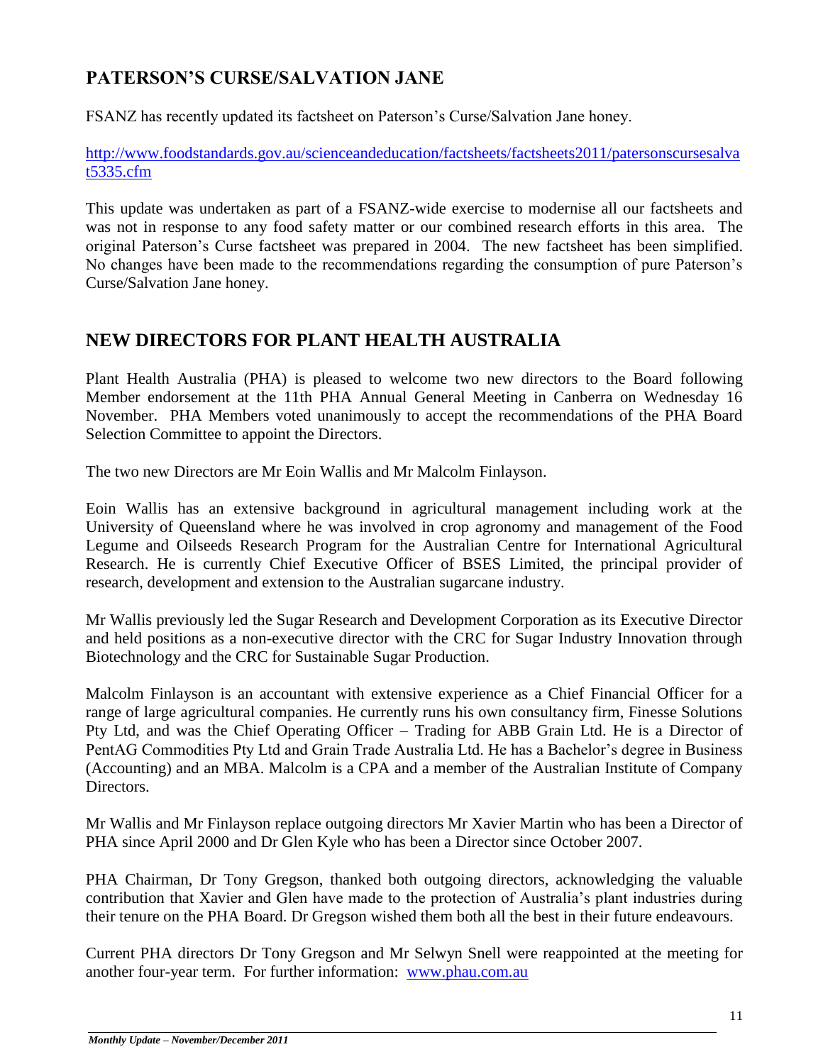## PATERSON'S CURSE/SALVATION JANE

FSANZ has recently updated its factsheet on Paterson's Curse/Salvation Jane honey.

http://www.foodstandards.gov.au/scienceandeducation/factsheets/factsheets2011/patersonscursesalvat5335.cfm

This update was undertaken as part of a FSANZ-wide exercise to modernise all our factsheets and was not in response to any food safety matter or our combined research efforts in this area. The original Paterson's Curse factsheet was prepared in 2004. The new factsheet has been simplified. No changes have been made to the recommendations regarding the consumption of pure Paterson's Curse/Salvation Jane honey.

## NEW DIRECTORS FOR PLANT HEALTH AUSTRALIA

Plant Health Australia (PHA) is pleased to welcome two new directors to the Board following Member endorsement at the 11th PHA Annual General Meeting in Canberra on Wednesday 16 November. PHA Members voted unanimously to accept the recommendations of the PHA Board Selection Committee to appoint the Directors.

The two new Directors are Mr Eoin Wallis and Mr Malcolm Finlayson.

Eoin Wallis has an extensive background in agricultural management including work at the University of Queensland where he was involved in crop agronomy and management of the Food Legume and Oilseeds Research Program for the Australian Centre for International Agricultural Research. He is currently Chief Executive Officer of BSES Limited, the principal provider of research, development and extension to the Australian sugarcane industry.

Mr Wallis previously led the Sugar Research and Development Corporation as its Executive Director and held positions as a non-executive director with the CRC for Sugar Industry Innovation through Biotechnology and the CRC for Sustainable Sugar Production.

Malcolm Finlayson is an accountant with extensive experience as a Chief Financial Officer for a range of large agricultural companies. He currently runs his own consultancy firm, Finesse Solutions Pty Ltd, and was the Chief Operating Officer – Trading for ABB Grain Ltd. He is a Director of PentAG Commodities Pty Ltd and Grain Trade Australia Ltd. He has a Bachelor's degree in Business (Accounting) and an MBA. Malcolm is a CPA and a member of the Australian Institute of Company Directors.

Mr Wallis and Mr Finlayson replace outgoing directors Mr Xavier Martin who has been a Director of PHA since April 2000 and Dr Glen Kyle who has been a Director since October 2007.

PHA Chairman, Dr Tony Gregson, thanked both outgoing directors, acknowledging the valuable contribution that Xavier and Glen have made to the protection of Australia's plant industries during their tenure on the PHA Board. Dr Gregson wished them both all the best in their future endeavours.

Current PHA directors Dr Tony Gregson and Mr Selwyn Snell were reappointed at the meeting for another four-year term. For further information: www.phau.com.au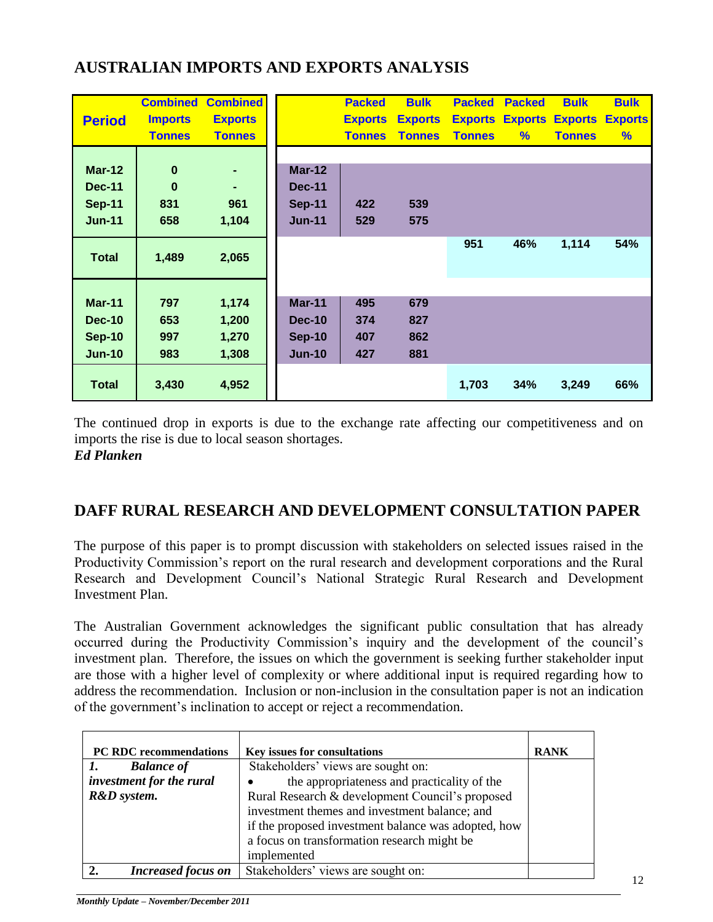## AUSTRALIAN IMPORTS AND EXPORTS ANALYSIS

| Period | Combined Imports Tonnes | Combined Exports Tonnes | | Packed Exports Tonnes | Bulk Exports Tonnes | Packed Exports Tonnes | Packed Exports % | Bulk Exports Tonnes | Bulk Exports % |
|---|---|---|---|---|---|---|---|---|---|
| Mar-12 | 0 | - | Mar-12 | | | | | | |
| Dec-11 | 0 | - | Dec-11 | | | | | | |
| Sep-11 | 831 | 961 | Sep-11 | 422 | 539 | | | | |
| Jun-11 | 658 | 1,104 | Jun-11 | 529 | 575 | | | | |
| Total | 1,489 | 2,065 | | | | 951 | 46% | 1,114 | 54% |
| Mar-11 | 797 | 1,174 | Mar-11 | 495 | 679 | | | | |
| Dec-10 | 653 | 1,200 | Dec-10 | 374 | 827 | | | | |
| Sep-10 | 997 | 1,270 | Sep-10 | 407 | 862 | | | | |
| Jun-10 | 983 | 1,308 | Jun-10 | 427 | 881 | | | | |
| Total | 3,430 | 4,952 | | | | 1,703 | 34% | 3,249 | 66% |

The continued drop in exports is due to the exchange rate affecting our competitiveness and on imports the rise is due to local season shortages.

***Ed Planken***

## DAFF RURAL RESEARCH AND DEVELOPMENT CONSULTATION PAPER

The purpose of this paper is to prompt discussion with stakeholders on selected issues raised in the Productivity Commission's report on the rural research and development corporations and the Rural Research and Development Council's National Strategic Rural Research and Development Investment Plan.

The Australian Government acknowledges the significant public consultation that has already occurred during the Productivity Commission's inquiry and the development of the council's investment plan. Therefore, the issues on which the government is seeking further stakeholder input are those with a higher level of complexity or where additional input is required regarding how to address the recommendation. Inclusion or non-inclusion in the consultation paper is not an indication of the government's inclination to accept or reject a recommendation.

| PC RDC recommendations | Key issues for consultations | RANK |
|---|---|---|
| ***1. Balance of investment for the rural R&D system.*** | Stakeholders' views are sought on:<br>• the appropriateness and practicality of the Rural Research & development Council's proposed investment themes and investment balance; and<br>if the proposed investment balance was adopted, how a focus on transformation research might be implemented | |
| **2.** ***Increased focus on*** | Stakeholders' views are sought on: | |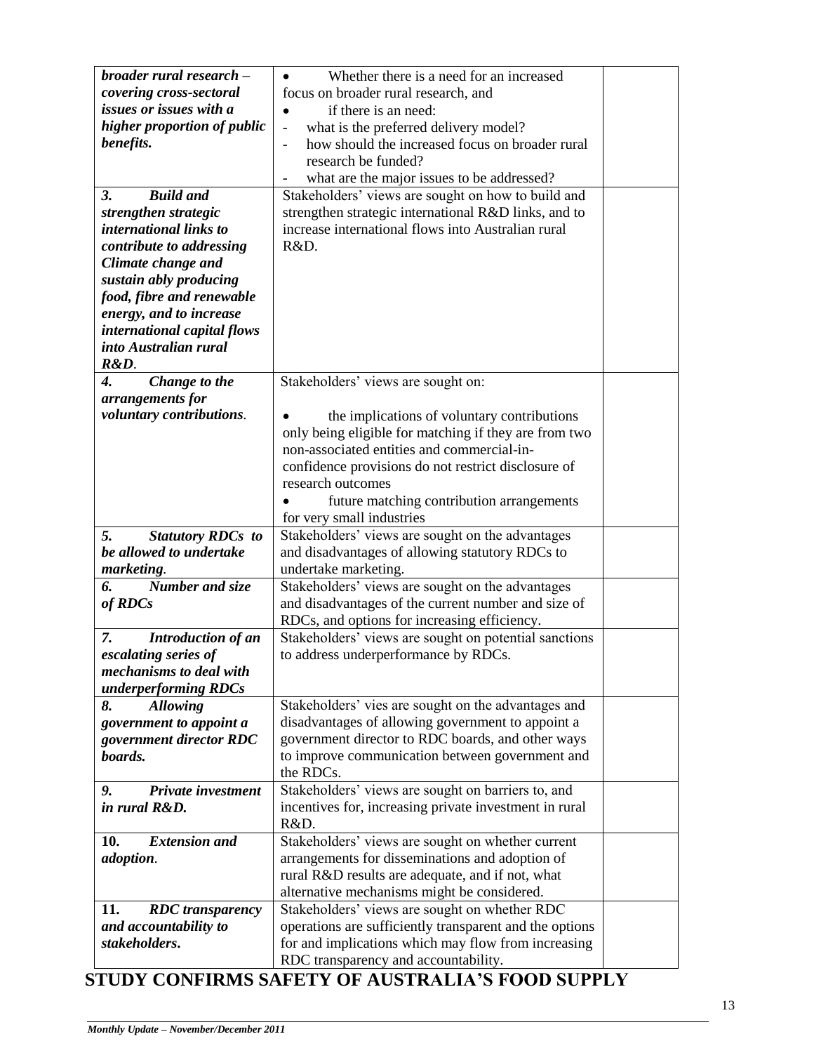| | | |
|---|---|---|
| ***broader rural research – covering cross-sectoral issues or issues with a higher proportion of public benefits.*** | • Whether there is a need for an increased focus on broader rural research, and<br>• if there is an need:<br>- what is the preferred delivery model?<br>- how should the increased focus on broader rural research be funded?<br>- what are the major issues to be addressed? | |
| ***3. Build and strengthen strategic international links to contribute to addressing Climate change and sustain ably producing food, fibre and renewable energy, and to increase international capital flows into Australian rural R&D***. | Stakeholders' views are sought on how to build and strengthen strategic international R&D links, and to increase international flows into Australian rural R&D. | |
| ***4. Change to the arrangements for voluntary contributions***. | Stakeholders' views are sought on:<br><br>• the implications of voluntary contributions only being eligible for matching if they are from two non-associated entities and commercial-in-confidence provisions do not restrict disclosure of research outcomes<br>• future matching contribution arrangements for very small industries | |
| ***5. Statutory RDCs to be allowed to undertake marketing***. | Stakeholders' views are sought on the advantages and disadvantages of allowing statutory RDCs to undertake marketing. | |
| ***6. Number and size of RDCs*** | Stakeholders' views are sought on the advantages and disadvantages of the current number and size of RDCs, and options for increasing efficiency. | |
| ***7. Introduction of an escalating series of mechanisms to deal with underperforming RDCs*** | Stakeholders' views are sought on potential sanctions to address underperformance by RDCs. | |
| ***8. Allowing government to appoint a government director RDC boards.*** | Stakeholders' vies are sought on the advantages and disadvantages of allowing government to appoint a government director to RDC boards, and other ways to improve communication between government and the RDCs. | |
| ***9. Private investment in rural R&D.*** | Stakeholders' views are sought on barriers to, and incentives for, increasing private investment in rural R&D. | |
| ***10. Extension and adoption***. | Stakeholders' views are sought on whether current arrangements for disseminations and adoption of rural R&D results are adequate, and if not, what alternative mechanisms might be considered. | |
| ***11. RDC transparency and accountability to stakeholders.*** | Stakeholders' views are sought on whether RDC operations are sufficiently transparent and the options for and implications which may flow from increasing RDC transparency and accountability. | |

# STUDY CONFIRMS SAFETY OF AUSTRALIA'S FOOD SUPPLY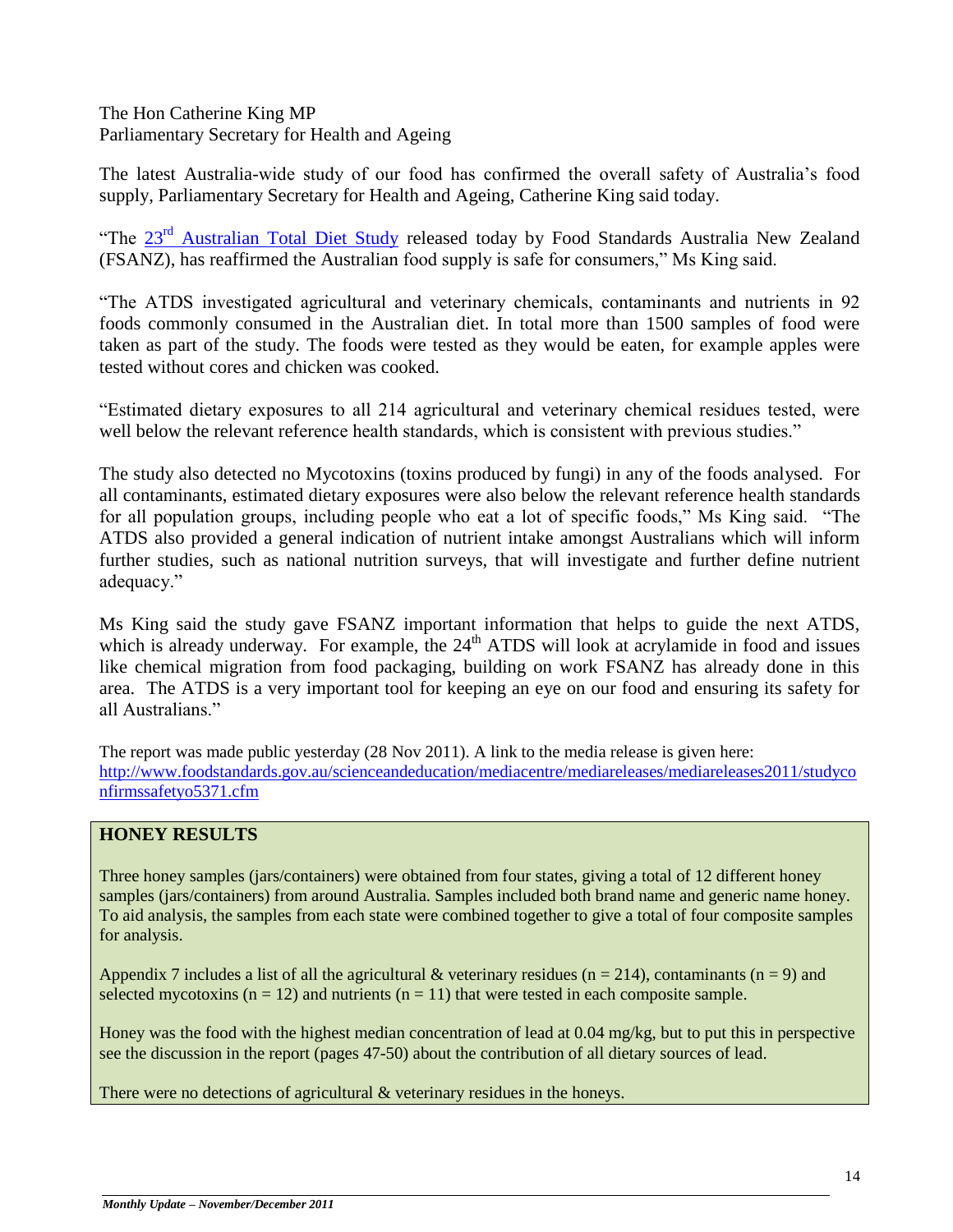The Hon Catherine King MP
Parliamentary Secretary for Health and Ageing

The latest Australia-wide study of our food has confirmed the overall safety of Australia's food supply, Parliamentary Secretary for Health and Ageing, Catherine King said today.

"The 23rd Australian Total Diet Study released today by Food Standards Australia New Zealand (FSANZ), has reaffirmed the Australian food supply is safe for consumers," Ms King said.

"The ATDS investigated agricultural and veterinary chemicals, contaminants and nutrients in 92 foods commonly consumed in the Australian diet. In total more than 1500 samples of food were taken as part of the study. The foods were tested as they would be eaten, for example apples were tested without cores and chicken was cooked.

"Estimated dietary exposures to all 214 agricultural and veterinary chemical residues tested, were well below the relevant reference health standards, which is consistent with previous studies."

The study also detected no Mycotoxins (toxins produced by fungi) in any of the foods analysed. For all contaminants, estimated dietary exposures were also below the relevant reference health standards for all population groups, including people who eat a lot of specific foods," Ms King said. "The ATDS also provided a general indication of nutrient intake amongst Australians which will inform further studies, such as national nutrition surveys, that will investigate and further define nutrient adequacy."

Ms King said the study gave FSANZ important information that helps to guide the next ATDS, which is already underway. For example, the 24th ATDS will look at acrylamide in food and issues like chemical migration from food packaging, building on work FSANZ has already done in this area. The ATDS is a very important tool for keeping an eye on our food and ensuring its safety for all Australians."

The report was made public yesterday (28 Nov 2011). A link to the media release is given here: http://www.foodstandards.gov.au/scienceandeducation/mediacentre/mediareleases/mediareleases2011/studyconfirmssafetyo5371.cfm

## HONEY RESULTS

Three honey samples (jars/containers) were obtained from four states, giving a total of 12 different honey samples (jars/containers) from around Australia. Samples included both brand name and generic name honey. To aid analysis, the samples from each state were combined together to give a total of four composite samples for analysis.

Appendix 7 includes a list of all the agricultural & veterinary residues ($n = 214$), contaminants ($n = 9$) and selected mycotoxins ($n = 12$) and nutrients ($n = 11$) that were tested in each composite sample.

Honey was the food with the highest median concentration of lead at 0.04 mg/kg, but to put this in perspective see the discussion in the report (pages 47-50) about the contribution of all dietary sources of lead.

There were no detections of agricultural & veterinary residues in the honeys.